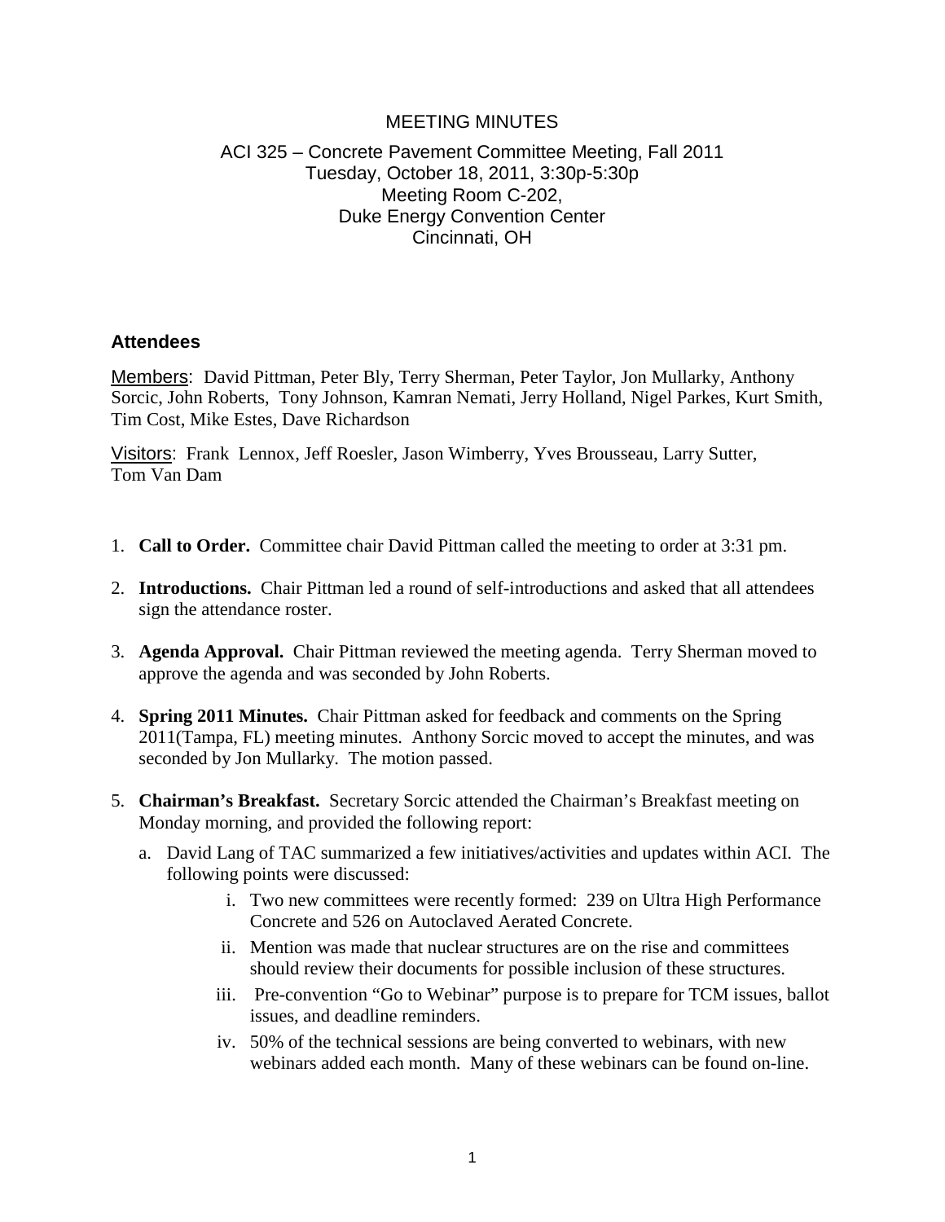MEETING MINUTES

ACI 325 – Concrete Pavement Committee Meeting, Fall 2011
Tuesday, October 18, 2011, 3:30p-5:30p
Meeting Room C-202,
Duke Energy Convention Center
Cincinnati, OH

## Attendees

Members: David Pittman, Peter Bly, Terry Sherman, Peter Taylor, Jon Mullarky, Anthony Sorcic, John Roberts, Tony Johnson, Kamran Nemati, Jerry Holland, Nigel Parkes, Kurt Smith, Tim Cost, Mike Estes, Dave Richardson

Visitors: Frank Lennox, Jeff Roesler, Jason Wimberry, Yves Brousseau, Larry Sutter, Tom Van Dam

1. **Call to Order.** Committee chair David Pittman called the meeting to order at 3:31 pm.
2. **Introductions.** Chair Pittman led a round of self-introductions and asked that all attendees sign the attendance roster.
3. **Agenda Approval.** Chair Pittman reviewed the meeting agenda. Terry Sherman moved to approve the agenda and was seconded by John Roberts.
4. **Spring 2011 Minutes.** Chair Pittman asked for feedback and comments on the Spring 2011(Tampa, FL) meeting minutes. Anthony Sorcic moved to accept the minutes, and was seconded by Jon Mullarky. The motion passed.
5. **Chairman's Breakfast.** Secretary Sorcic attended the Chairman's Breakfast meeting on Monday morning, and provided the following report:
   a. David Lang of TAC summarized a few initiatives/activities and updates within ACI. The following points were discussed:
      i. Two new committees were recently formed: 239 on Ultra High Performance Concrete and 526 on Autoclaved Aerated Concrete.
      ii. Mention was made that nuclear structures are on the rise and committees should review their documents for possible inclusion of these structures.
      iii. Pre-convention "Go to Webinar" purpose is to prepare for TCM issues, ballot issues, and deadline reminders.
      iv. 50% of the technical sessions are being converted to webinars, with new webinars added each month. Many of these webinars can be found on-line.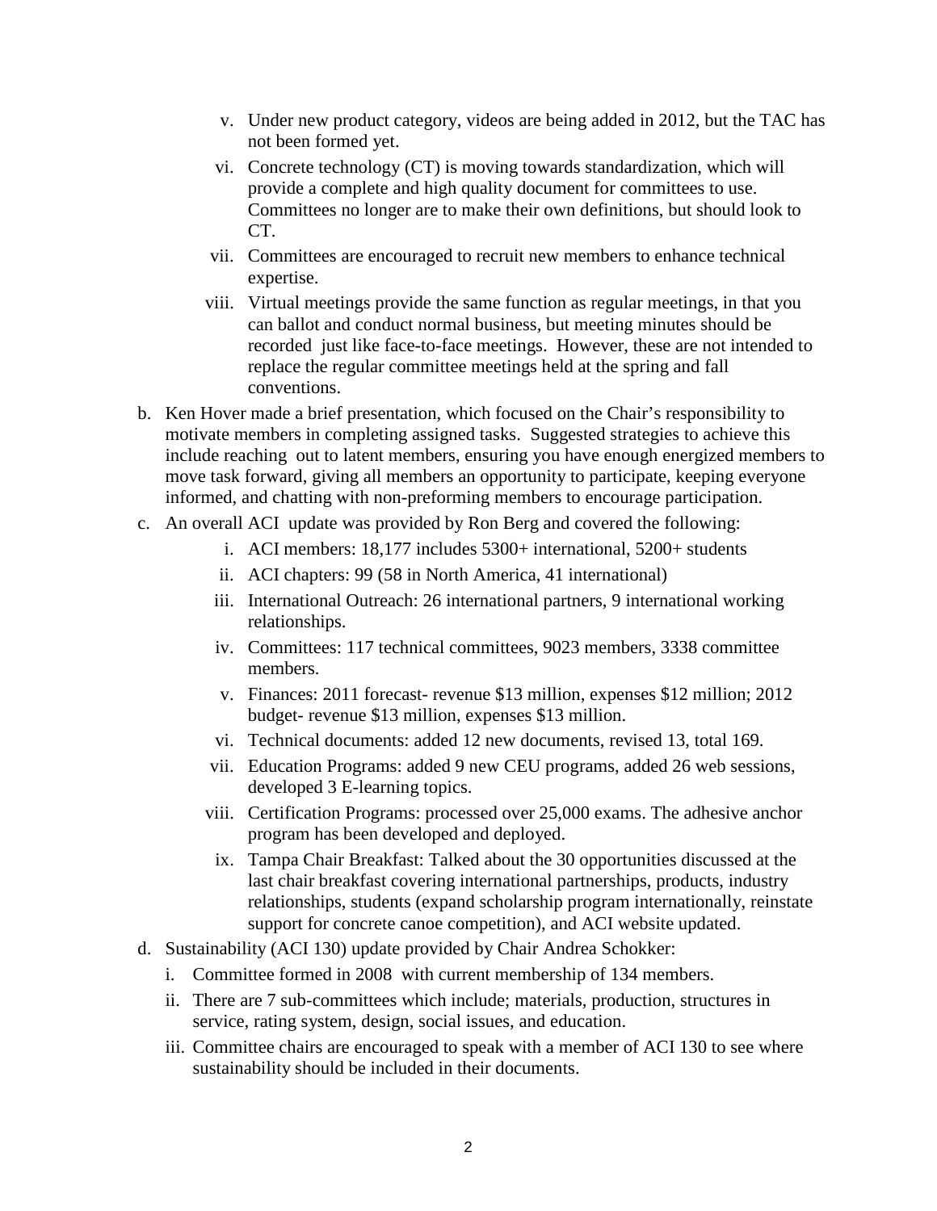v. Under new product category, videos are being added in 2012, but the TAC has not been formed yet.

   vi. Concrete technology (CT) is moving towards standardization, which will provide a complete and high quality document for committees to use. Committees no longer are to make their own definitions, but should look to CT.

   vii. Committees are encouraged to recruit new members to enhance technical expertise.

   viii. Virtual meetings provide the same function as regular meetings, in that you can ballot and conduct normal business, but meeting minutes should be recorded just like face-to-face meetings. However, these are not intended to replace the regular committee meetings held at the spring and fall conventions.

b. Ken Hover made a brief presentation, which focused on the Chair's responsibility to motivate members in completing assigned tasks. Suggested strategies to achieve this include reaching out to latent members, ensuring you have enough energized members to move task forward, giving all members an opportunity to participate, keeping everyone informed, and chatting with non-preforming members to encourage participation.

c. An overall ACI update was provided by Ron Berg and covered the following:

   i. ACI members: 18,177 includes 5300+ international, 5200+ students

   ii. ACI chapters: 99 (58 in North America, 41 international)

   iii. International Outreach: 26 international partners, 9 international working relationships.

   iv. Committees: 117 technical committees, 9023 members, 3338 committee members.

   v. Finances: 2011 forecast- revenue $13 million, expenses $12 million; 2012 budget- revenue $13 million, expenses $13 million.

   vi. Technical documents: added 12 new documents, revised 13, total 169.

   vii. Education Programs: added 9 new CEU programs, added 26 web sessions, developed 3 E-learning topics.

   viii. Certification Programs: processed over 25,000 exams. The adhesive anchor program has been developed and deployed.

   ix. Tampa Chair Breakfast: Talked about the 30 opportunities discussed at the last chair breakfast covering international partnerships, products, industry relationships, students (expand scholarship program internationally, reinstate support for concrete canoe competition), and ACI website updated.

d. Sustainability (ACI 130) update provided by Chair Andrea Schokker:

   i. Committee formed in 2008 with current membership of 134 members.

   ii. There are 7 sub-committees which include; materials, production, structures in service, rating system, design, social issues, and education.

   iii. Committee chairs are encouraged to speak with a member of ACI 130 to see where sustainability should be included in their documents.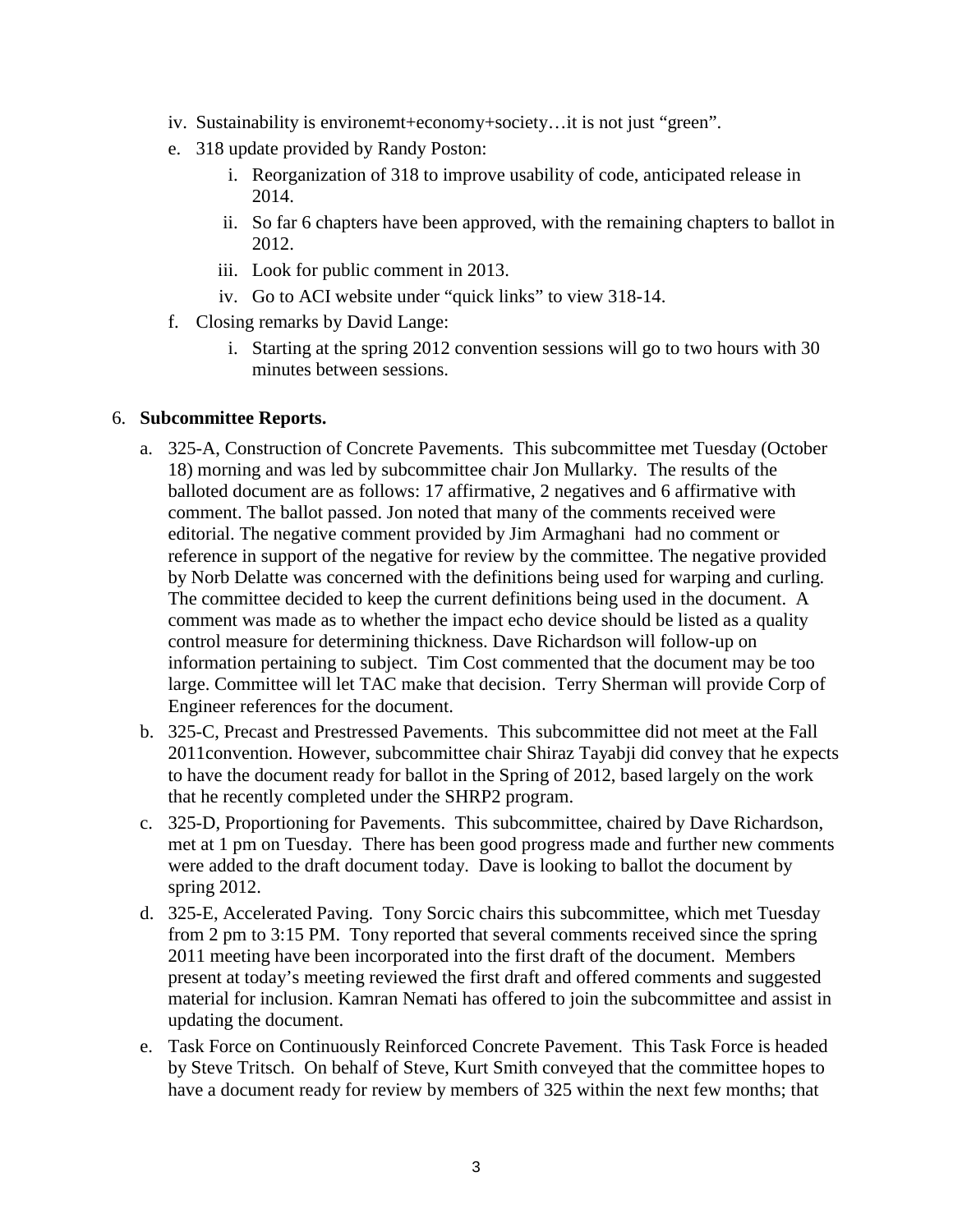iv. Sustainability is environemt+economy+society…it is not just "green".

e. 318 update provided by Randy Poston:

   i. Reorganization of 318 to improve usability of code, anticipated release in 2014.
   ii. So far 6 chapters have been approved, with the remaining chapters to ballot in 2012.
   iii. Look for public comment in 2013.
   iv. Go to ACI website under "quick links" to view 318-14.

f. Closing remarks by David Lange:

   i. Starting at the spring 2012 convention sessions will go to two hours with 30 minutes between sessions.

6. **Subcommittee Reports.**

   a. 325-A, Construction of Concrete Pavements. This subcommittee met Tuesday (October 18) morning and was led by subcommittee chair Jon Mullarky. The results of the balloted document are as follows: 17 affirmative, 2 negatives and 6 affirmative with comment. The ballot passed. Jon noted that many of the comments received were editorial. The negative comment provided by Jim Armaghani had no comment or reference in support of the negative for review by the committee. The negative provided by Norb Delatte was concerned with the definitions being used for warping and curling. The committee decided to keep the current definitions being used in the document. A comment was made as to whether the impact echo device should be listed as a quality control measure for determining thickness. Dave Richardson will follow-up on information pertaining to subject. Tim Cost commented that the document may be too large. Committee will let TAC make that decision. Terry Sherman will provide Corp of Engineer references for the document.

   b. 325-C, Precast and Prestressed Pavements. This subcommittee did not meet at the Fall 2011convention. However, subcommittee chair Shiraz Tayabji did convey that he expects to have the document ready for ballot in the Spring of 2012, based largely on the work that he recently completed under the SHRP2 program.

   c. 325-D, Proportioning for Pavements. This subcommittee, chaired by Dave Richardson, met at 1 pm on Tuesday. There has been good progress made and further new comments were added to the draft document today. Dave is looking to ballot the document by spring 2012.

   d. 325-E, Accelerated Paving. Tony Sorcic chairs this subcommittee, which met Tuesday from 2 pm to 3:15 PM. Tony reported that several comments received since the spring 2011 meeting have been incorporated into the first draft of the document. Members present at today's meeting reviewed the first draft and offered comments and suggested material for inclusion. Kamran Nemati has offered to join the subcommittee and assist in updating the document.

   e. Task Force on Continuously Reinforced Concrete Pavement. This Task Force is headed by Steve Tritsch. On behalf of Steve, Kurt Smith conveyed that the committee hopes to have a document ready for review by members of 325 within the next few months; that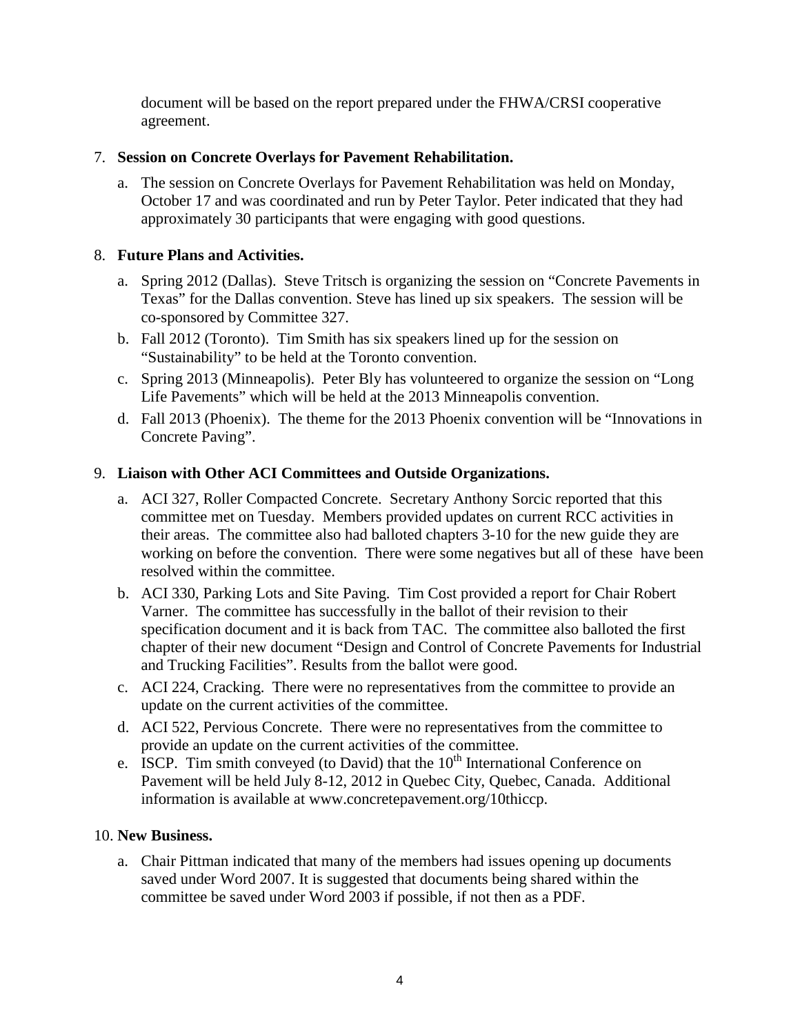document will be based on the report prepared under the FHWA/CRSI cooperative agreement.

7. **Session on Concrete Overlays for Pavement Rehabilitation.**

   a. The session on Concrete Overlays for Pavement Rehabilitation was held on Monday, October 17 and was coordinated and run by Peter Taylor. Peter indicated that they had approximately 30 participants that were engaging with good questions.

8. **Future Plans and Activities.**

   a. Spring 2012 (Dallas). Steve Tritsch is organizing the session on "Concrete Pavements in Texas" for the Dallas convention. Steve has lined up six speakers. The session will be co-sponsored by Committee 327.
   b. Fall 2012 (Toronto). Tim Smith has six speakers lined up for the session on "Sustainability" to be held at the Toronto convention.
   c. Spring 2013 (Minneapolis). Peter Bly has volunteered to organize the session on "Long Life Pavements" which will be held at the 2013 Minneapolis convention.
   d. Fall 2013 (Phoenix). The theme for the 2013 Phoenix convention will be "Innovations in Concrete Paving".

9. **Liaison with Other ACI Committees and Outside Organizations.**

   a. ACI 327, Roller Compacted Concrete. Secretary Anthony Sorcic reported that this committee met on Tuesday. Members provided updates on current RCC activities in their areas. The committee also had balloted chapters 3-10 for the new guide they are working on before the convention. There were some negatives but all of these have been resolved within the committee.
   b. ACI 330, Parking Lots and Site Paving. Tim Cost provided a report for Chair Robert Varner. The committee has successfully in the ballot of their revision to their specification document and it is back from TAC. The committee also balloted the first chapter of their new document "Design and Control of Concrete Pavements for Industrial and Trucking Facilities". Results from the ballot were good.
   c. ACI 224, Cracking. There were no representatives from the committee to provide an update on the current activities of the committee.
   d. ACI 522, Pervious Concrete. There were no representatives from the committee to provide an update on the current activities of the committee.
   e. ISCP. Tim smith conveyed (to David) that the 10th International Conference on Pavement will be held July 8-12, 2012 in Quebec City, Quebec, Canada. Additional information is available at www.concretepavement.org/10thiccp.

10. **New Business.**

    a. Chair Pittman indicated that many of the members had issues opening up documents saved under Word 2007. It is suggested that documents being shared within the committee be saved under Word 2003 if possible, if not then as a PDF.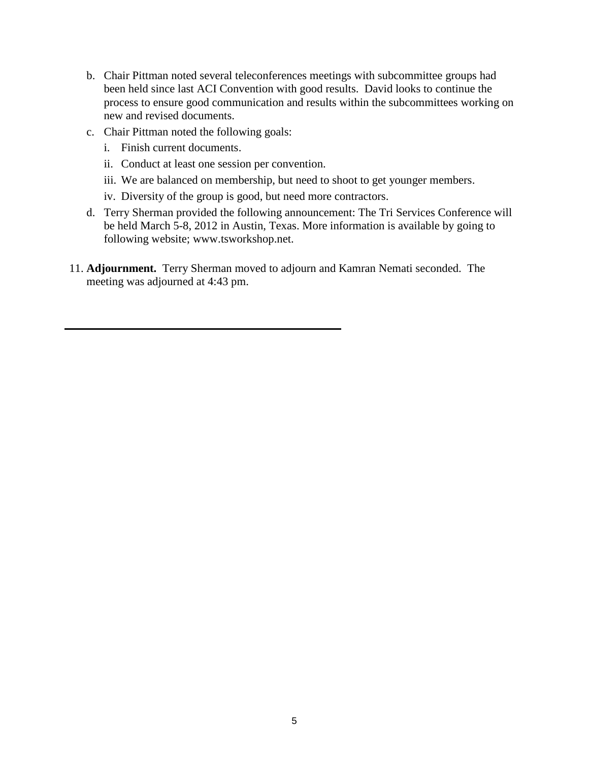b. Chair Pittman noted several teleconferences meetings with subcommittee groups had been held since last ACI Convention with good results. David looks to continue the process to ensure good communication and results within the subcommittees working on new and revised documents.

c. Chair Pittman noted the following goals:

   i. Finish current documents.

   ii. Conduct at least one session per convention.

   iii. We are balanced on membership, but need to shoot to get younger members.

   iv. Diversity of the group is good, but need more contractors.

d. Terry Sherman provided the following announcement: The Tri Services Conference will be held March 5-8, 2012 in Austin, Texas. More information is available by going to following website; www.tsworkshop.net.

11. **Adjournment.** Terry Sherman moved to adjourn and Kamran Nemati seconded. The meeting was adjourned at 4:43 pm.

---